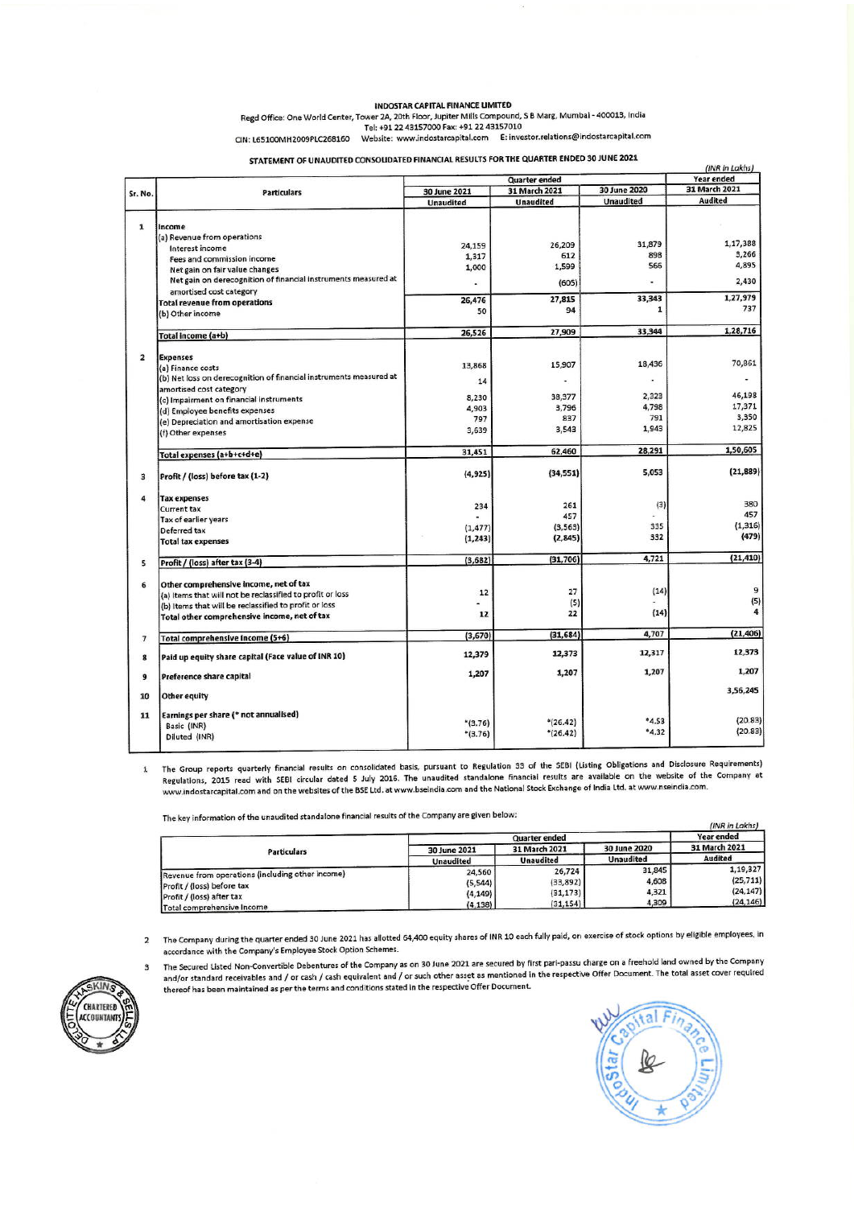**INDOSTAR CAPITAL FINANCE LIMITED**

Regd Office: One World Center, Tower 2A, 20th Floor, Jupiter Mills Compound, S B Marg, Mumbai - 400013, India

Tel: +91 22 43157000 Fax: +91 22 43157010

CIN: L65100MH2009PLC268160 Website: www.indostarcapital.com E: investor.relations@indostarcapital.com

**STATEMENT OF UNAUDITED CONSOLIDATED FINANCIAL RESULTS FOR THE QUARTER ENDED 30 JUNE 2021**

*(INR in Lakhs)*

| Sr. No. | Particulars | Quarter ended | | | Year ended |
|---|---|---|---|---|---|
| | | 30 June 2021 | 31 March 2021 | 30 June 2020 | 31 March 2021 |
| | | Unaudited | Unaudited | Unaudited | Audited |
| 1 | Income | | | | |
| | (a) Revenue from operations | | | | |
| | Interest income | 24,159 | 26,209 | 31,879 | 1,17,388 |
| | Fees and commission income | 1,317 | 612 | 898 | 3,266 |
| | Net gain on fair value changes | 1,000 | 1,599 | 566 | 4,895 |
| | Net gain on derecognition of financial instruments measured at amortised cost category | - | (605) | - | 2,430 |
| | **Total revenue from operations** | 26,476 | 27,815 | 33,343 | 1,27,979 |
| | (b) Other income | 50 | 94 | 1 | 737 |
| | **Total income (a+b)** | 26,526 | 27,909 | 33,344 | 1,28,716 |
| 2 | Expenses | | | | |
| | (a) Finance costs | 13,868 | 15,907 | 18,436 | 70,861 |
| | (b) Net loss on derecognition of financial instruments measured at amortised cost category | 14 | - | - | - |
| | (c) Impairment on financial instruments | 8,230 | 38,377 | 2,323 | 46,198 |
| | (d) Employee benefits expenses | 4,903 | 3,796 | 4,798 | 17,371 |
| | (e) Depreciation and amortisation expense | 797 | 837 | 791 | 3,350 |
| | (f) Other expenses | 3,639 | 3,543 | 1,943 | 12,825 |
| | **Total expenses (a+b+c+d+e)** | 31,451 | 62,460 | 28,291 | 1,50,605 |
| 3 | **Profit / (loss) before tax (1-2)** | (4,925) | (34,551) | 5,053 | (21,889) |
| 4 | **Tax expenses** | | | | |
| | Current tax | 234 | 261 | (3) | 380 |
| | Tax of earlier years | - | 457 | - | 457 |
| | Deferred tax | (1,477) | (3,563) | 335 | (1,316) |
| | **Total tax expenses** | (1,243) | (2,845) | 332 | (479) |
| 5 | **Profit / (loss) after tax (3-4)** | (3,682) | (31,706) | 4,721 | (21,410) |
| 6 | **Other comprehensive income, net of tax** | | | | |
| | (a) Items that will not be reclassified to profit or loss | 12 | 27 | (14) | 9 |
| | (b) Items that will be reclassified to profit or loss | - | (5) | - | (5) |
| | **Total other comprehensive income, net of tax** | 12 | 22 | (14) | 4 |
| 7 | **Total comprehensive income (5+6)** | (3,670) | (31,684) | 4,707 | (21,406) |
| 8 | **Paid up equity share capital (Face value of INR 10)** | 12,379 | 12,373 | 12,317 | 12,373 |
| 9 | **Preference share capital** | 1,207 | 1,207 | 1,207 | 1,207 |
| 10 | **Other equity** | | | | 3,56,245 |
| 11 | **Earnings per share (* not annualised)** | | | | |
| | Basic (INR) | *(3.76) | *(26.42) | *4.53 | (20.83) |
| | Diluted (INR) | *(3.76) | *(26.42) | *4.32 | (20.83) |

1. The Group reports quarterly financial results on consolidated basis, pursuant to Regulation 33 of the SEBI (Listing Obligations and Disclosure Requirements) Regulations, 2015 read with SEBI circular dated 5 July 2016. The unaudited standalone financial results are available on the website of the Company at www.indostarcapital.com and on the websites of the BSE Ltd. at www.bseindia.com and the National Stock Exchange of India Ltd. at www.nseindia.com.

   The key information of the unaudited standalone financial results of the Company are given below:

*(INR in Lakhs)*

| Particulars | Quarter ended | | | Year ended |
|---|---|---|---|---|
| | 30 June 2021 | 31 March 2021 | 30 June 2020 | 31 March 2021 |
| | Unaudited | Unaudited | Unaudited | Audited |
| Revenue from operations (including other income) | 24,560 | 26,724 | 31,845 | 1,19,327 |
| Profit / (loss) before tax | (5,544) | (33,892) | 4,608 | (25,711) |
| Profit / (loss) after tax | (4,149) | (31,173) | 4,321 | (24,147) |
| Total comprehensive income | (4,138) | (31,154) | 4,309 | (24,146) |

2. The Company during the quarter ended 30 June 2021 has allotted 64,400 equity shares of INR 10 each fully paid, on exercise of stock options by eligible employees, in accordance with the Company's Employee Stock Option Schemes.

3. The Secured Listed Non-Convertible Debentures of the Company as on 30 June 2021 are secured by first pari-passu charge on a freehold land owned by the Company and/or standard receivables and / or cash / cash equivalent and / or such other asset as mentioned in the respective Offer Document. The total asset cover required thereof has been maintained as per the terms and conditions stated in the respective Offer Document.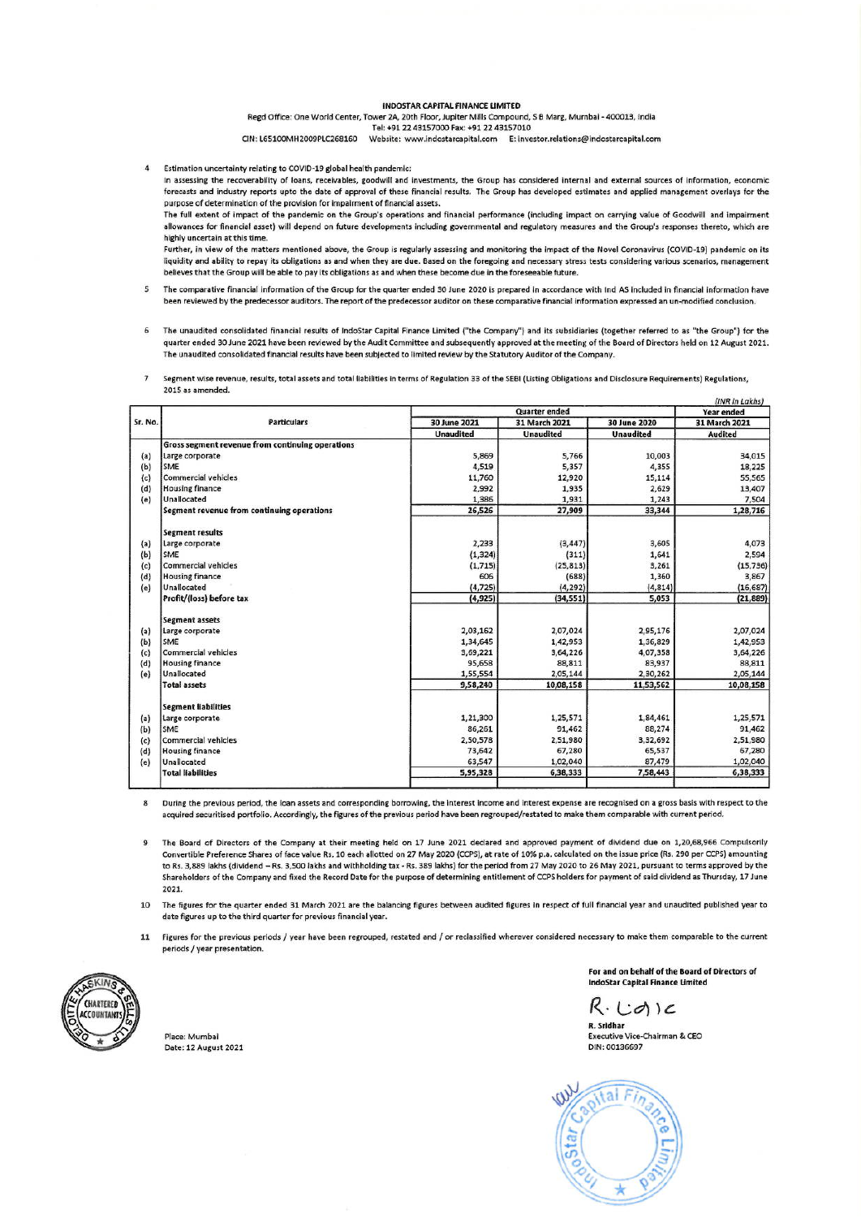**INDOSTAR CAPITAL FINANCE LIMITED**

Regd Office: One World Center, Tower 2A, 20th Floor, Jupiter Mills Compound, S B Marg, Mumbai - 400013, India
Tel: +91 22 43157000 Fax: +91 22 43157010
CIN: L65100MH2009PLC268160 Website: www.indostarcapital.com E: investor.relations@indostarcapital.com

4 Estimation uncertainty relating to COVID-19 global health pandemic:

In assessing the recoverability of loans, receivables, goodwill and investments, the Group has considered internal and external sources of information, economic forecasts and industry reports upto the date of approval of these financial results. The Group has developed estimates and applied management overlays for the purpose of determination of the provision for impairment of financial assets.

The full extent of impact of the pandemic on the Group's operations and financial performance (including impact on carrying value of Goodwill and impairment allowances for financial asset) will depend on future developments including governmental and regulatory measures and the Group's responses thereto, which are highly uncertain at this time.

Further, in view of the matters mentioned above, the Group is regularly assessing and monitoring the impact of the Novel Coronavirus (COVID-19) pandemic on its liquidity and ability to repay its obligations as and when they are due. Based on the foregoing and necessary stress tests considering various scenarios, management believes that the Group will be able to pay its obligations as and when these become due in the foreseeable future.

5 The comparative financial information of the Group for the quarter ended 30 June 2020 is prepared in accordance with Ind AS included in financial information have been reviewed by the predecessor auditors. The report of the predecessor auditor on these comparative financial information expressed an un-modified conclusion.

6 The unaudited consolidated financial results of IndoStar Capital Finance Limited ("the Company") and its subsidiaries (together referred to as "the Group") for the quarter ended 30 June 2021 have been reviewed by the Audit Committee and subsequently approved at the meeting of the Board of Directors held on 12 August 2021. The unaudited consolidated financial results have been subjected to limited review by the Statutory Auditor of the Company.

7 Segment wise revenue, results, total assets and total liabilities in terms of Regulation 33 of the SEBI (Listing Obligations and Disclosure Requirements) Regulations, 2015 as amended.

*(INR in Lakhs)*

| Sr. No. | Particulars | Quarter ended | | | Year ended |
|---|---|---|---|---|---|
| | | 30 June 2021 | 31 March 2021 | 30 June 2020 | 31 March 2021 |
| | | Unaudited | Unaudited | Unaudited | Audited |
| | **Gross segment revenue from continuing operations** | | | | |
| (a) | Large corporate | 5,869 | 5,766 | 10,003 | 34,015 |
| (b) | SME | 4,519 | 5,357 | 4,355 | 18,225 |
| (c) | Commercial vehicles | 11,760 | 12,920 | 15,114 | 55,565 |
| (d) | Housing finance | 2,992 | 1,935 | 2,629 | 13,407 |
| (e) | Unallocated | 1,386 | 1,931 | 1,243 | 7,504 |
| | **Segment revenue from continuing operations** | **26,526** | **27,909** | **33,344** | **1,28,716** |
| | **Segment results** | | | | |
| (a) | Large corporate | 2,233 | (3,447) | 3,605 | 4,073 |
| (b) | SME | (1,324) | (311) | 1,641 | 2,594 |
| (c) | Commercial vehicles | (1,715) | (25,813) | 3,261 | (15,736) |
| (d) | Housing finance | 606 | (688) | 1,360 | 3,867 |
| (e) | Unallocated | (4,725) | (4,292) | (4,814) | (16,687) |
| | **Profit/(loss) before tax** | **(4,925)** | **(34,551)** | **5,053** | **(21,889)** |
| | **Segment assets** | | | | |
| (a) | Large corporate | 2,03,162 | 2,07,024 | 2,95,176 | 2,07,024 |
| (b) | SME | 1,34,645 | 1,42,953 | 1,36,829 | 1,42,953 |
| (c) | Commercial vehicles | 3,69,221 | 3,64,226 | 4,07,358 | 3,64,226 |
| (d) | Housing finance | 95,658 | 88,811 | 83,937 | 88,811 |
| (e) | Unallocated | 1,55,554 | 2,05,144 | 2,30,262 | 2,05,144 |
| | **Total assets** | **9,58,240** | **10,08,158** | **11,53,562** | **10,08,158** |
| | **Segment liabilities** | | | | |
| (a) | Large corporate | 1,21,300 | 1,25,571 | 1,84,461 | 1,25,571 |
| (b) | SME | 86,261 | 91,462 | 88,274 | 91,462 |
| (c) | Commercial vehicles | 2,50,578 | 2,51,980 | 3,32,692 | 2,51,980 |
| (d) | Housing finance | 73,642 | 67,280 | 65,537 | 67,280 |
| (e) | Unallocated | 63,547 | 1,02,040 | 87,479 | 1,02,040 |
| | **Total liabilities** | **5,95,328** | **6,38,333** | **7,58,443** | **6,38,333** |

8 During the previous period, the loan assets and corresponding borrowing, the interest income and interest expense are recognised on a gross basis with respect to the acquired securitised portfolio. Accordingly, the figures of the previous period have been regrouped/restated to make them comparable with current period.

9 The Board of Directors of the Company at their meeting held on 17 June 2021 declared and approved payment of dividend due on 1,20,68,966 Compulsorily Convertible Preference Shares of face value Rs. 10 each allotted on 27 May 2020 (CCPS), at rate of 10% p.a. calculated on the issue price (Rs. 290 per CCPS) amounting to Rs. 3,889 lakhs (dividend – Rs. 3,500 lakhs and withholding tax - Rs. 389 lakhs) for the period from 27 May 2020 to 26 May 2021, pursuant to terms approved by the Shareholders of the Company and fixed the Record Date for the purpose of determining entitlement of CCPS holders for payment of said dividend as Thursday, 17 June 2021.

10 The figures for the quarter ended 31 March 2021 are the balancing figures between audited figures in respect of full financial year and unaudited published year to date figures up to the third quarter for previous financial year.

11 Figures for the previous periods / year have been regrouped, restated and / or reclassified wherever considered necessary to make them comparable to the current periods / year presentation.

Place: Mumbai
Date: 12 August 2021

**For and on behalf of the Board of Directors of IndoStar Capital Finance Limited**

R. Sridhar
Executive Vice-Chairman & CEO
DIN: 00136697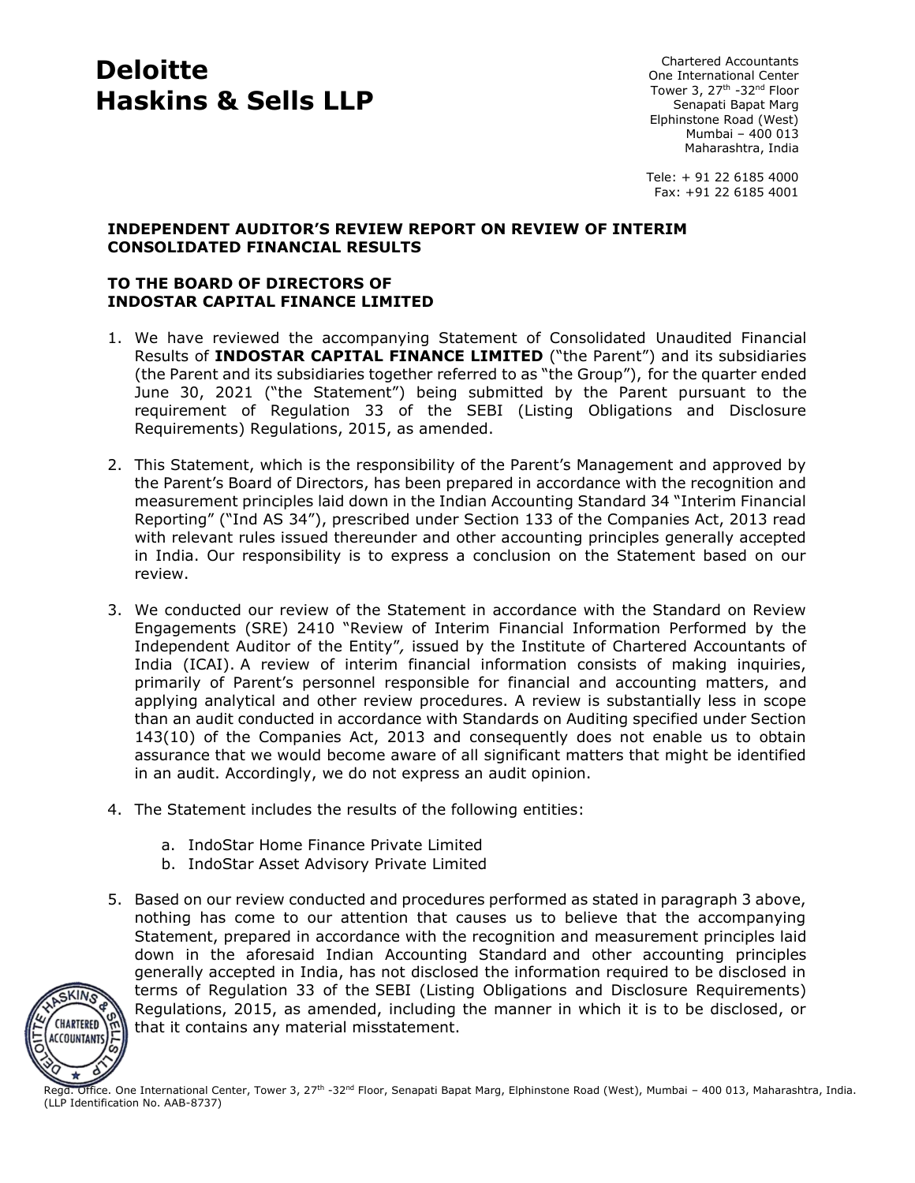# Deloitte Haskins & Sells LLP

Chartered Accountants
One International Center
Tower 3, 27th -32nd Floor
Senapati Bapat Marg
Elphinstone Road (West)
Mumbai – 400 013
Maharashtra, India

Tele: + 91 22 6185 4000
Fax: +91 22 6185 4001

**INDEPENDENT AUDITOR'S REVIEW REPORT ON REVIEW OF INTERIM CONSOLIDATED FINANCIAL RESULTS**

**TO THE BOARD OF DIRECTORS OF**
**INDOSTAR CAPITAL FINANCE LIMITED**

1. We have reviewed the accompanying Statement of Consolidated Unaudited Financial Results of **INDOSTAR CAPITAL FINANCE LIMITED** ("the Parent") and its subsidiaries (the Parent and its subsidiaries together referred to as "the Group"), for the quarter ended June 30, 2021 ("the Statement") being submitted by the Parent pursuant to the requirement of Regulation 33 of the SEBI (Listing Obligations and Disclosure Requirements) Regulations, 2015, as amended.

2. This Statement, which is the responsibility of the Parent's Management and approved by the Parent's Board of Directors, has been prepared in accordance with the recognition and measurement principles laid down in the Indian Accounting Standard 34 "Interim Financial Reporting" ("Ind AS 34"), prescribed under Section 133 of the Companies Act, 2013 read with relevant rules issued thereunder and other accounting principles generally accepted in India. Our responsibility is to express a conclusion on the Statement based on our review.

3. We conducted our review of the Statement in accordance with the Standard on Review Engagements (SRE) 2410 "Review of Interim Financial Information Performed by the Independent Auditor of the Entity", issued by the Institute of Chartered Accountants of India (ICAI). A review of interim financial information consists of making inquiries, primarily of Parent's personnel responsible for financial and accounting matters, and applying analytical and other review procedures. A review is substantially less in scope than an audit conducted in accordance with Standards on Auditing specified under Section 143(10) of the Companies Act, 2013 and consequently does not enable us to obtain assurance that we would become aware of all significant matters that might be identified in an audit. Accordingly, we do not express an audit opinion.

4. The Statement includes the results of the following entities:

   a. IndoStar Home Finance Private Limited
   b. IndoStar Asset Advisory Private Limited

5. Based on our review conducted and procedures performed as stated in paragraph 3 above, nothing has come to our attention that causes us to believe that the accompanying Statement, prepared in accordance with the recognition and measurement principles laid down in the aforesaid Indian Accounting Standard and other accounting principles generally accepted in India, has not disclosed the information required to be disclosed in terms of Regulation 33 of the SEBI (Listing Obligations and Disclosure Requirements) Regulations, 2015, as amended, including the manner in which it is to be disclosed, or that it contains any material misstatement.

Regd. Office. One International Center, Tower 3, 27th -32nd Floor, Senapati Bapat Marg, Elphinstone Road (West), Mumbai – 400 013, Maharashtra, India. (LLP Identification No. AAB-8737)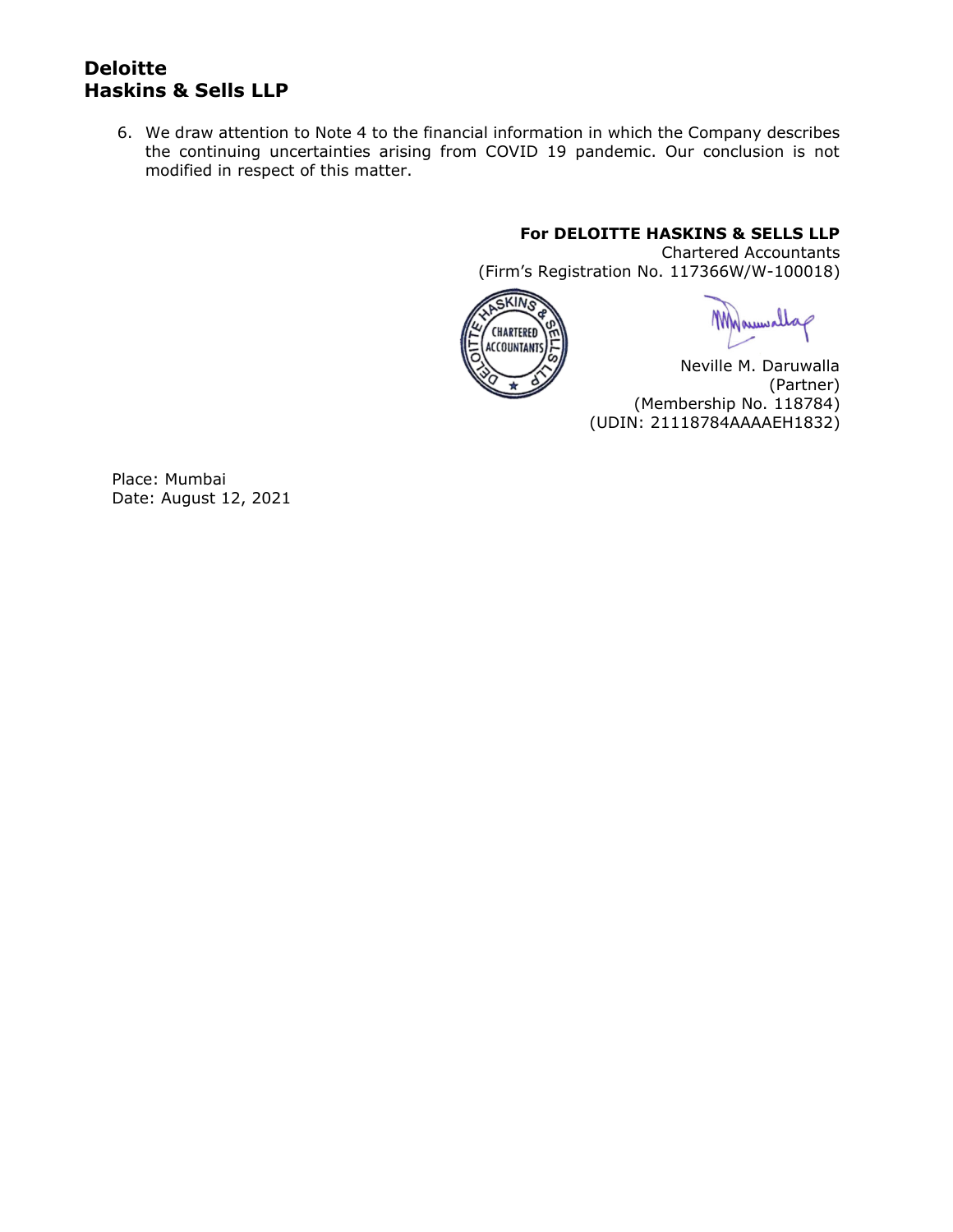**Deloitte**
**Haskins & Sells LLP**

6. We draw attention to Note 4 to the financial information in which the Company describes the continuing uncertainties arising from COVID 19 pandemic. Our conclusion is not modified in respect of this matter.

**For DELOITTE HASKINS & SELLS LLP**
Chartered Accountants
(Firm's Registration No. 117366W/W-100018)

Neville M. Daruwalla
(Partner)
(Membership No. 118784)
(UDIN: 21118784AAAAEH1832)

Place: Mumbai
Date: August 12, 2021